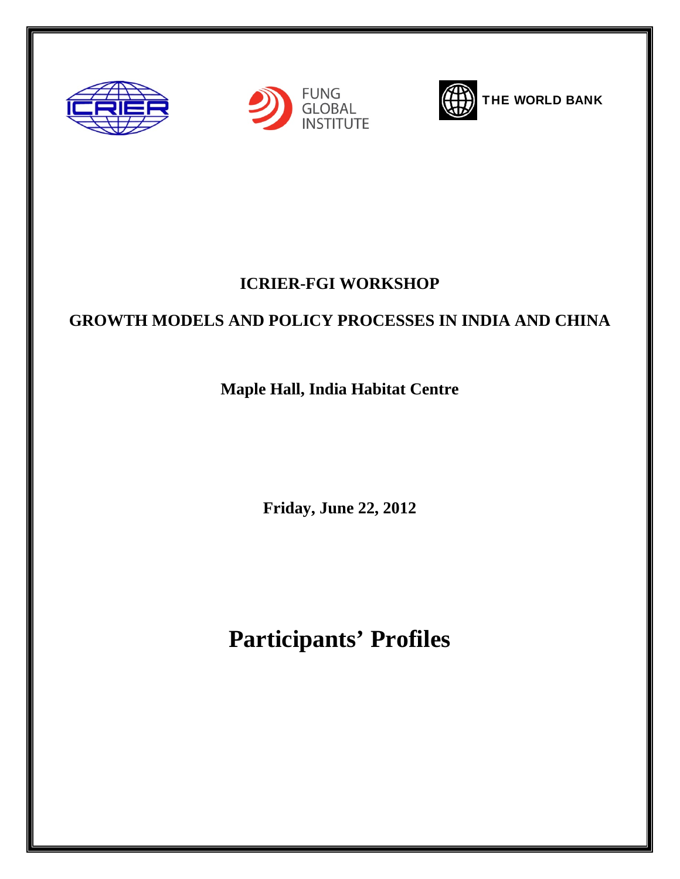FUNG GLOBAL INSTITUTE

THE WORLD BANK

# ICRIER-FGI WORKSHOP

## GROWTH MODELS AND POLICY PROCESSES IN INDIA AND CHINA

**Maple Hall, India Habitat Centre**

**Friday, June 22, 2012**

# Participants' Profiles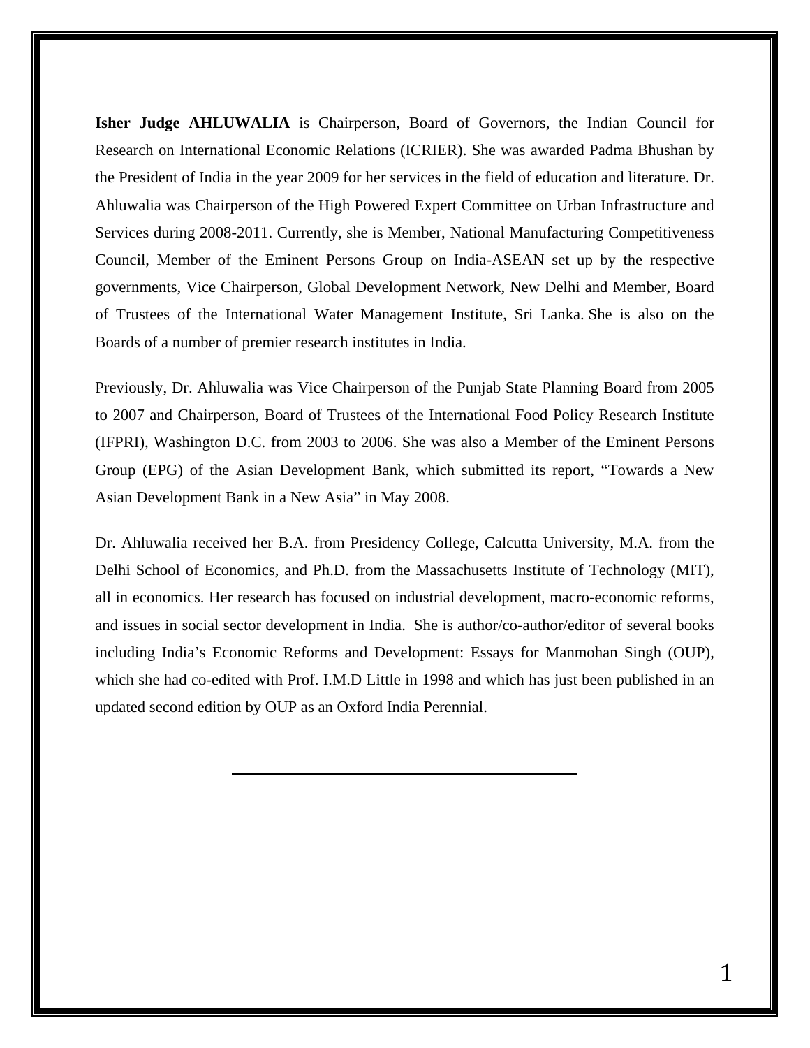**Isher Judge AHLUWALIA** is Chairperson, Board of Governors, the Indian Council for Research on International Economic Relations (ICRIER). She was awarded Padma Bhushan by the President of India in the year 2009 for her services in the field of education and literature. Dr. Ahluwalia was Chairperson of the High Powered Expert Committee on Urban Infrastructure and Services during 2008-2011. Currently, she is Member, National Manufacturing Competitiveness Council, Member of the Eminent Persons Group on India-ASEAN set up by the respective governments, Vice Chairperson, Global Development Network, New Delhi and Member, Board of Trustees of the International Water Management Institute, Sri Lanka. She is also on the Boards of a number of premier research institutes in India.

Previously, Dr. Ahluwalia was Vice Chairperson of the Punjab State Planning Board from 2005 to 2007 and Chairperson, Board of Trustees of the International Food Policy Research Institute (IFPRI), Washington D.C. from 2003 to 2006. She was also a Member of the Eminent Persons Group (EPG) of the Asian Development Bank, which submitted its report, "Towards a New Asian Development Bank in a New Asia" in May 2008.

Dr. Ahluwalia received her B.A. from Presidency College, Calcutta University, M.A. from the Delhi School of Economics, and Ph.D. from the Massachusetts Institute of Technology (MIT), all in economics. Her research has focused on industrial development, macro-economic reforms, and issues in social sector development in India. She is author/co-author/editor of several books including India's Economic Reforms and Development: Essays for Manmohan Singh (OUP), which she had co-edited with Prof. I.M.D Little in 1998 and which has just been published in an updated second edition by OUP as an Oxford India Perennial.

---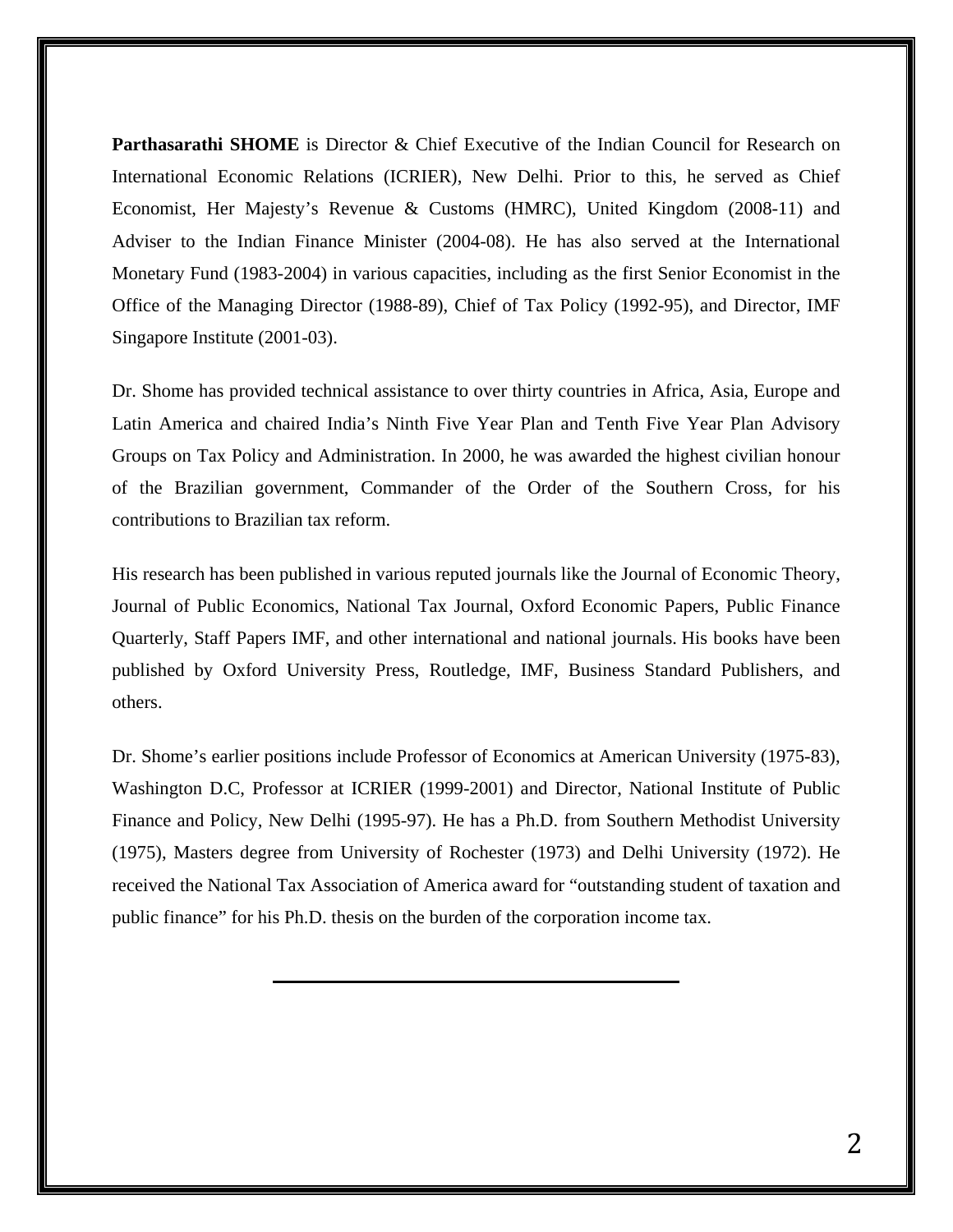**Parthasarathi SHOME** is Director & Chief Executive of the Indian Council for Research on International Economic Relations (ICRIER), New Delhi. Prior to this, he served as Chief Economist, Her Majesty's Revenue & Customs (HMRC), United Kingdom (2008-11) and Adviser to the Indian Finance Minister (2004-08). He has also served at the International Monetary Fund (1983-2004) in various capacities, including as the first Senior Economist in the Office of the Managing Director (1988-89), Chief of Tax Policy (1992-95), and Director, IMF Singapore Institute (2001-03).

Dr. Shome has provided technical assistance to over thirty countries in Africa, Asia, Europe and Latin America and chaired India's Ninth Five Year Plan and Tenth Five Year Plan Advisory Groups on Tax Policy and Administration. In 2000, he was awarded the highest civilian honour of the Brazilian government, Commander of the Order of the Southern Cross, for his contributions to Brazilian tax reform.

His research has been published in various reputed journals like the Journal of Economic Theory, Journal of Public Economics, National Tax Journal, Oxford Economic Papers, Public Finance Quarterly, Staff Papers IMF, and other international and national journals. His books have been published by Oxford University Press, Routledge, IMF, Business Standard Publishers, and others.

Dr. Shome's earlier positions include Professor of Economics at American University (1975-83), Washington D.C, Professor at ICRIER (1999-2001) and Director, National Institute of Public Finance and Policy, New Delhi (1995-97). He has a Ph.D. from Southern Methodist University (1975), Masters degree from University of Rochester (1973) and Delhi University (1972). He received the National Tax Association of America award for "outstanding student of taxation and public finance" for his Ph.D. thesis on the burden of the corporation income tax.

---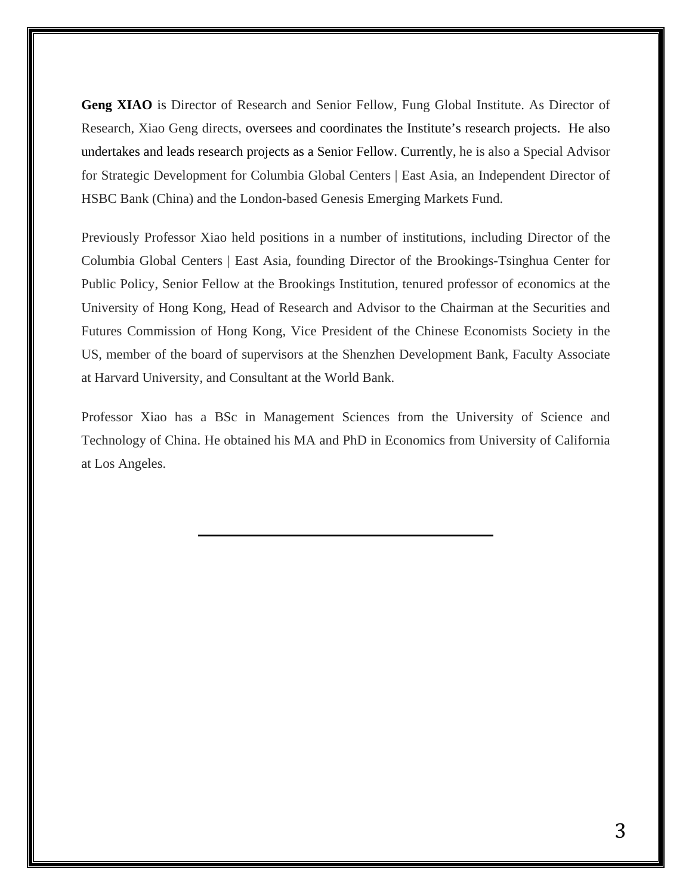**Geng XIAO** is Director of Research and Senior Fellow, Fung Global Institute. As Director of Research, Xiao Geng directs, oversees and coordinates the Institute's research projects. He also undertakes and leads research projects as a Senior Fellow. Currently, he is also a Special Advisor for Strategic Development for Columbia Global Centers | East Asia, an Independent Director of HSBC Bank (China) and the London-based Genesis Emerging Markets Fund.

Previously Professor Xiao held positions in a number of institutions, including Director of the Columbia Global Centers | East Asia, founding Director of the Brookings-Tsinghua Center for Public Policy, Senior Fellow at the Brookings Institution, tenured professor of economics at the University of Hong Kong, Head of Research and Advisor to the Chairman at the Securities and Futures Commission of Hong Kong, Vice President of the Chinese Economists Society in the US, member of the board of supervisors at the Shenzhen Development Bank, Faculty Associate at Harvard University, and Consultant at the World Bank.

Professor Xiao has a BSc in Management Sciences from the University of Science and Technology of China. He obtained his MA and PhD in Economics from University of California at Los Angeles.

---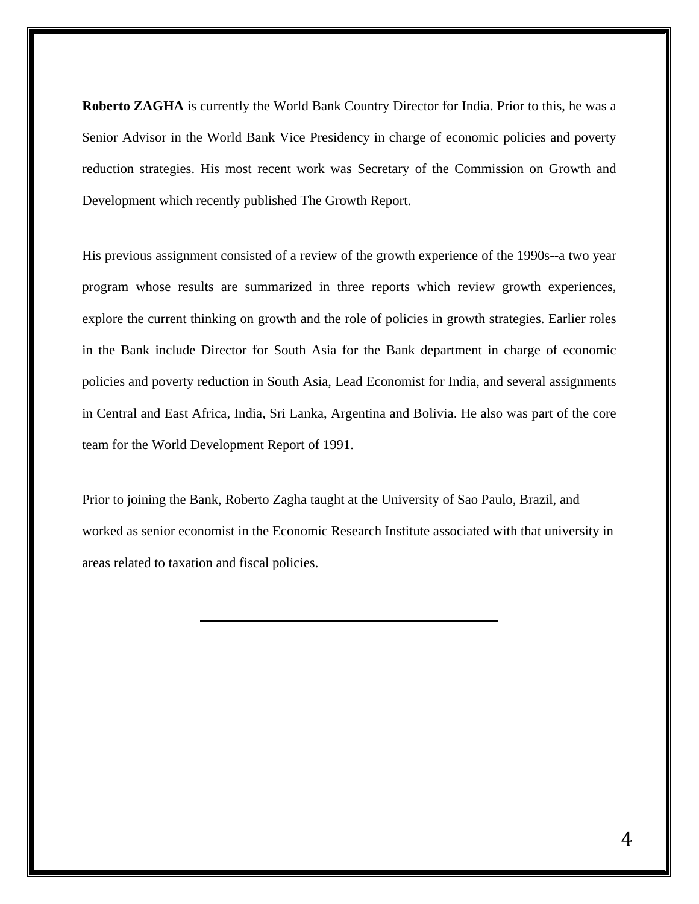**Roberto ZAGHA** is currently the World Bank Country Director for India. Prior to this, he was a Senior Advisor in the World Bank Vice Presidency in charge of economic policies and poverty reduction strategies. His most recent work was Secretary of the Commission on Growth and Development which recently published The Growth Report.

His previous assignment consisted of a review of the growth experience of the 1990s--a two year program whose results are summarized in three reports which review growth experiences, explore the current thinking on growth and the role of policies in growth strategies. Earlier roles in the Bank include Director for South Asia for the Bank department in charge of economic policies and poverty reduction in South Asia, Lead Economist for India, and several assignments in Central and East Africa, India, Sri Lanka, Argentina and Bolivia. He also was part of the core team for the World Development Report of 1991.

Prior to joining the Bank, Roberto Zagha taught at the University of Sao Paulo, Brazil, and worked as senior economist in the Economic Research Institute associated with that university in areas related to taxation and fiscal policies.

---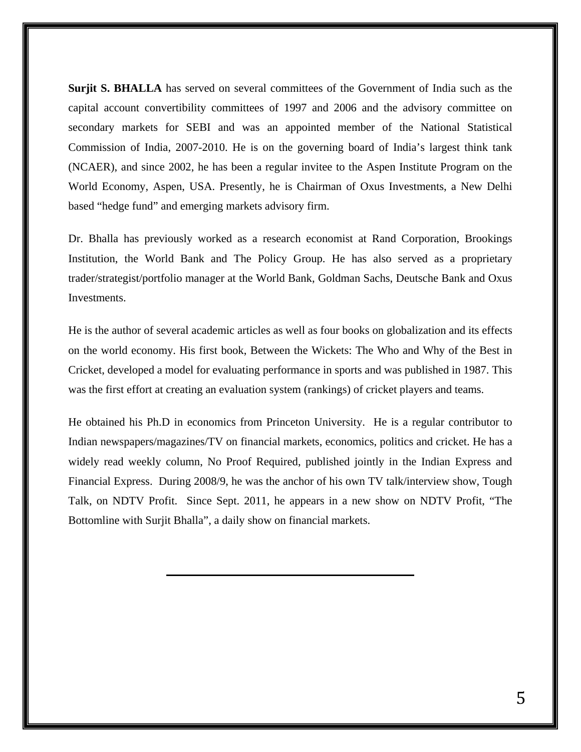**Surjit S. BHALLA** has served on several committees of the Government of India such as the capital account convertibility committees of 1997 and 2006 and the advisory committee on secondary markets for SEBI and was an appointed member of the National Statistical Commission of India, 2007-2010. He is on the governing board of India's largest think tank (NCAER), and since 2002, he has been a regular invitee to the Aspen Institute Program on the World Economy, Aspen, USA. Presently, he is Chairman of Oxus Investments, a New Delhi based "hedge fund" and emerging markets advisory firm.

Dr. Bhalla has previously worked as a research economist at Rand Corporation, Brookings Institution, the World Bank and The Policy Group. He has also served as a proprietary trader/strategist/portfolio manager at the World Bank, Goldman Sachs, Deutsche Bank and Oxus Investments.

He is the author of several academic articles as well as four books on globalization and its effects on the world economy. His first book, Between the Wickets: The Who and Why of the Best in Cricket, developed a model for evaluating performance in sports and was published in 1987. This was the first effort at creating an evaluation system (rankings) of cricket players and teams.

He obtained his Ph.D in economics from Princeton University. He is a regular contributor to Indian newspapers/magazines/TV on financial markets, economics, politics and cricket. He has a widely read weekly column, No Proof Required, published jointly in the Indian Express and Financial Express. During 2008/9, he was the anchor of his own TV talk/interview show, Tough Talk, on NDTV Profit. Since Sept. 2011, he appears in a new show on NDTV Profit, "The Bottomline with Surjit Bhalla", a daily show on financial markets.

---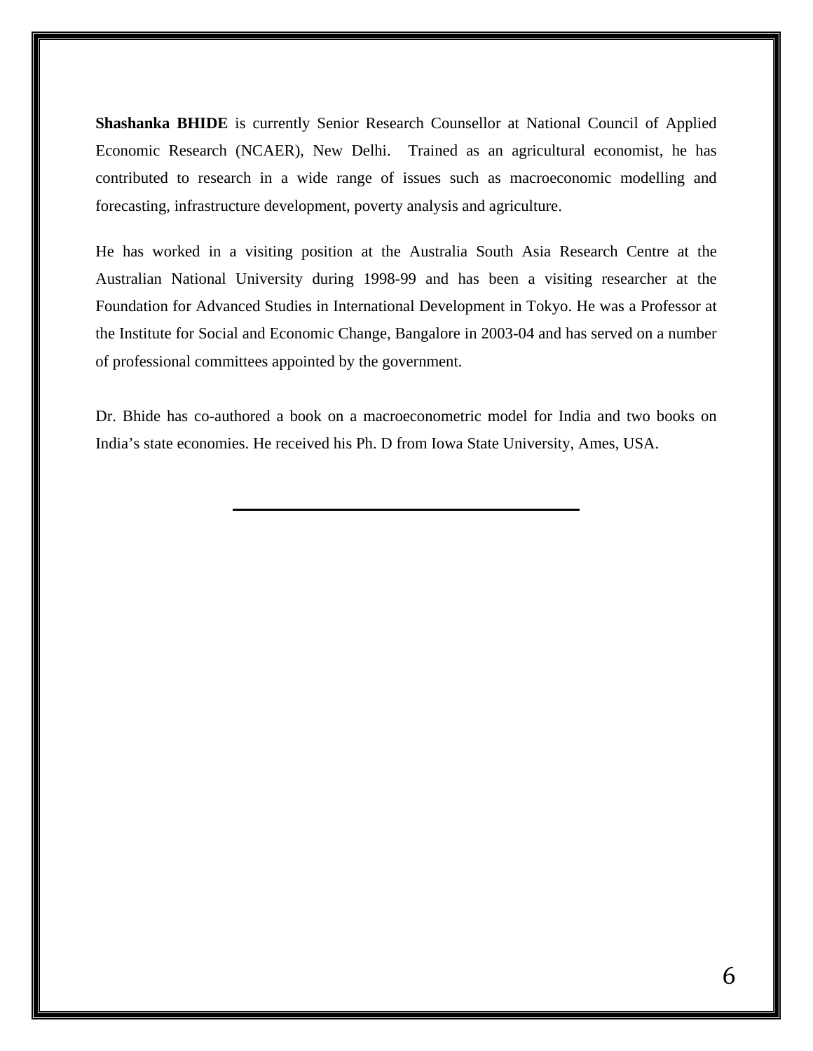**Shashanka BHIDE** is currently Senior Research Counsellor at National Council of Applied Economic Research (NCAER), New Delhi. Trained as an agricultural economist, he has contributed to research in a wide range of issues such as macroeconomic modelling and forecasting, infrastructure development, poverty analysis and agriculture.

He has worked in a visiting position at the Australia South Asia Research Centre at the Australian National University during 1998-99 and has been a visiting researcher at the Foundation for Advanced Studies in International Development in Tokyo. He was a Professor at the Institute for Social and Economic Change, Bangalore in 2003-04 and has served on a number of professional committees appointed by the government.

Dr. Bhide has co-authored a book on a macroeconometric model for India and two books on India's state economies. He received his Ph. D from Iowa State University, Ames, USA.

---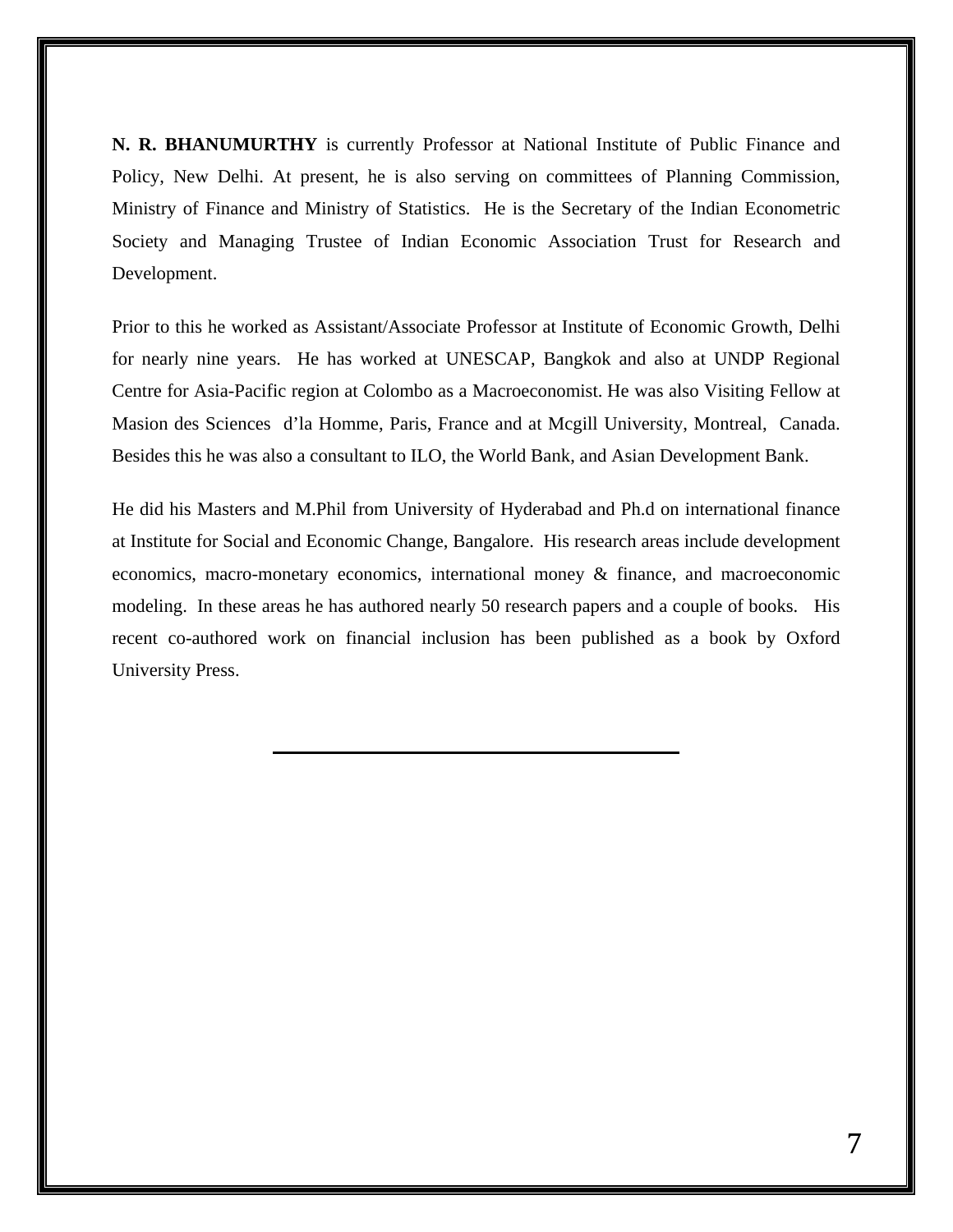**N. R. BHANUMURTHY** is currently Professor at National Institute of Public Finance and Policy, New Delhi. At present, he is also serving on committees of Planning Commission, Ministry of Finance and Ministry of Statistics. He is the Secretary of the Indian Econometric Society and Managing Trustee of Indian Economic Association Trust for Research and Development.

Prior to this he worked as Assistant/Associate Professor at Institute of Economic Growth, Delhi for nearly nine years. He has worked at UNESCAP, Bangkok and also at UNDP Regional Centre for Asia-Pacific region at Colombo as a Macroeconomist. He was also Visiting Fellow at Masion des Sciences d'la Homme, Paris, France and at Mcgill University, Montreal, Canada. Besides this he was also a consultant to ILO, the World Bank, and Asian Development Bank.

He did his Masters and M.Phil from University of Hyderabad and Ph.d on international finance at Institute for Social and Economic Change, Bangalore. His research areas include development economics, macro-monetary economics, international money & finance, and macroeconomic modeling. In these areas he has authored nearly 50 research papers and a couple of books. His recent co-authored work on financial inclusion has been published as a book by Oxford University Press.

---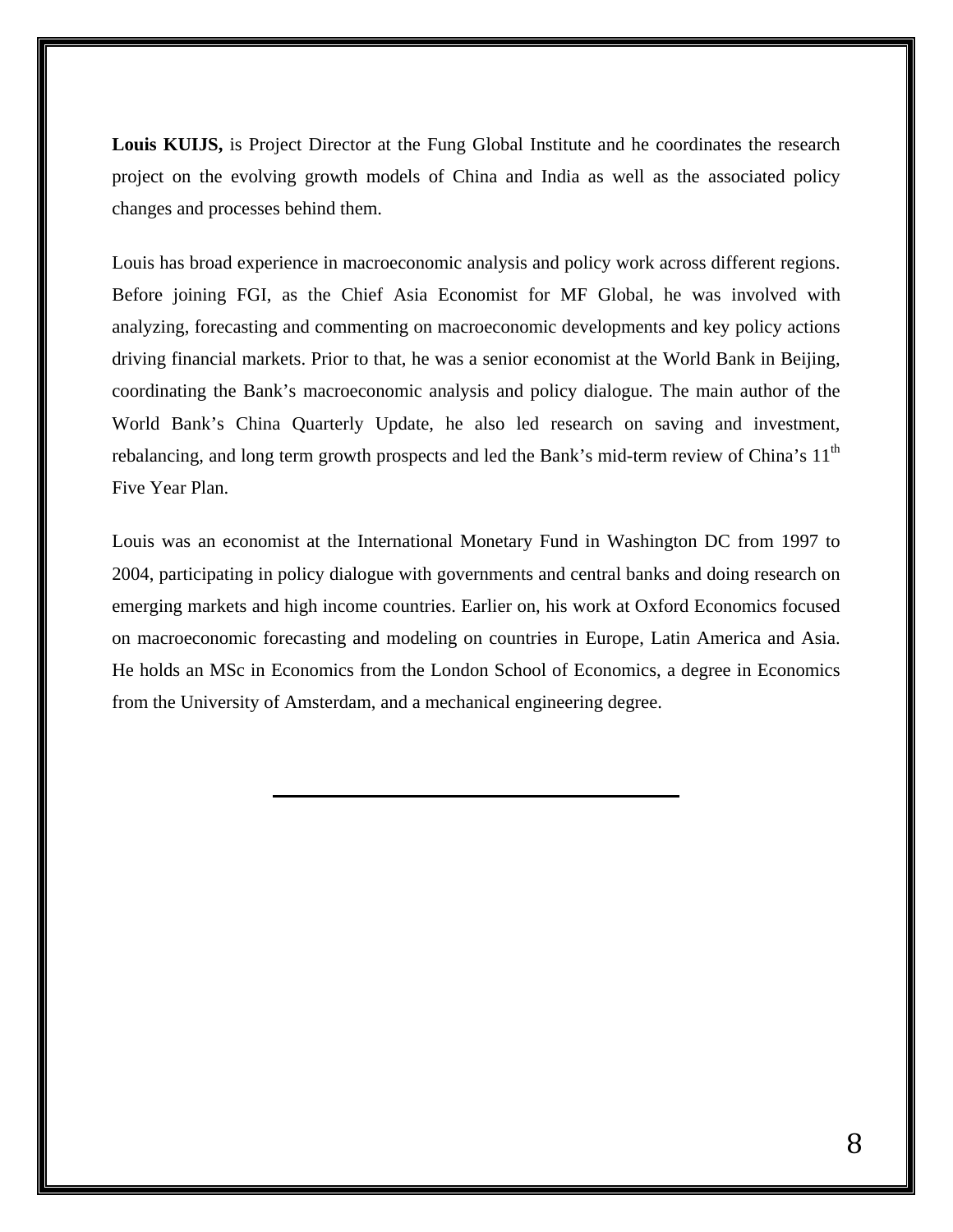**Louis KUIJS,** is Project Director at the Fung Global Institute and he coordinates the research project on the evolving growth models of China and India as well as the associated policy changes and processes behind them.

Louis has broad experience in macroeconomic analysis and policy work across different regions. Before joining FGI, as the Chief Asia Economist for MF Global, he was involved with analyzing, forecasting and commenting on macroeconomic developments and key policy actions driving financial markets. Prior to that, he was a senior economist at the World Bank in Beijing, coordinating the Bank's macroeconomic analysis and policy dialogue. The main author of the World Bank's China Quarterly Update, he also led research on saving and investment, rebalancing, and long term growth prospects and led the Bank's mid-term review of China's 11th Five Year Plan.

Louis was an economist at the International Monetary Fund in Washington DC from 1997 to 2004, participating in policy dialogue with governments and central banks and doing research on emerging markets and high income countries. Earlier on, his work at Oxford Economics focused on macroeconomic forecasting and modeling on countries in Europe, Latin America and Asia. He holds an MSc in Economics from the London School of Economics, a degree in Economics from the University of Amsterdam, and a mechanical engineering degree.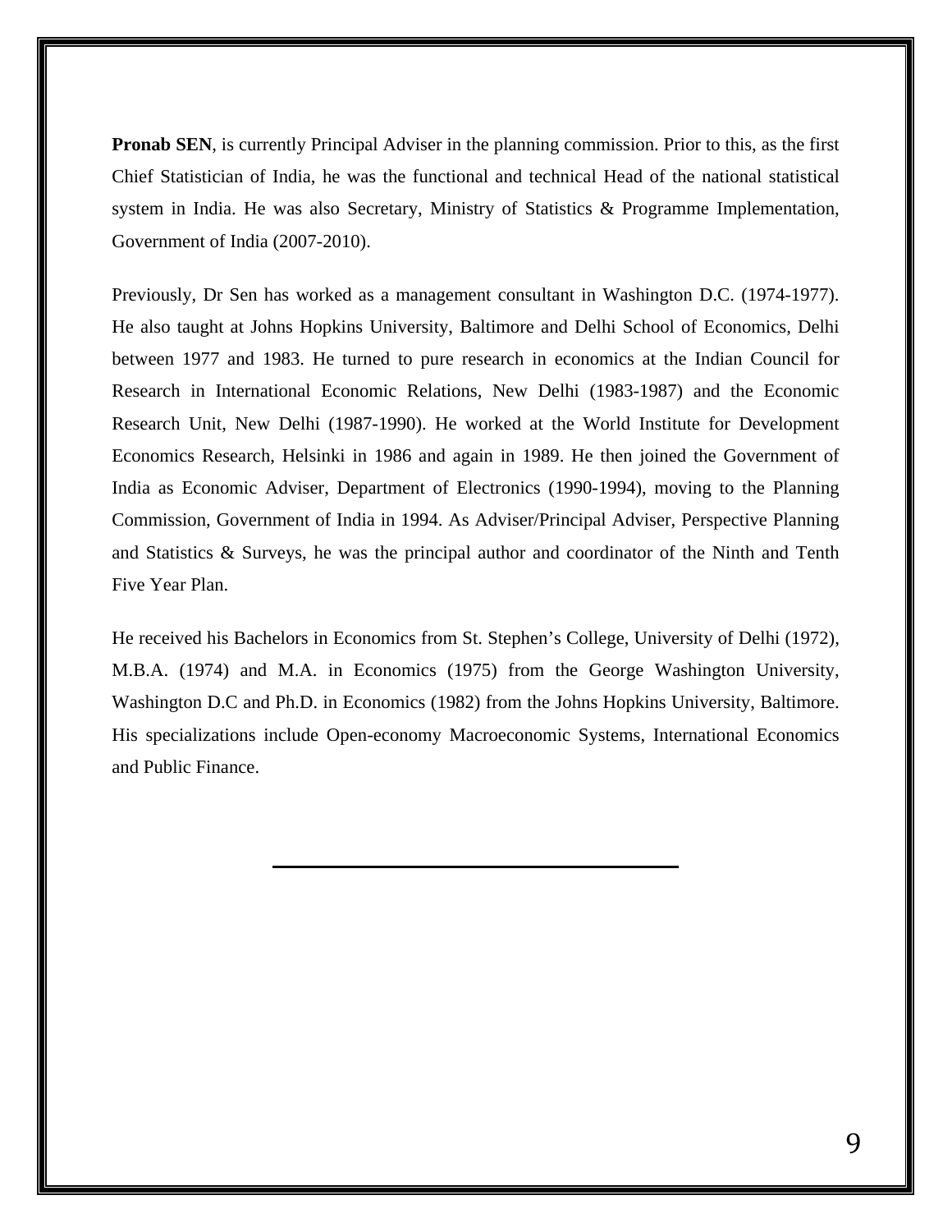**Pronab SEN**, is currently Principal Adviser in the planning commission. Prior to this, as the first Chief Statistician of India, he was the functional and technical Head of the national statistical system in India. He was also Secretary, Ministry of Statistics & Programme Implementation, Government of India (2007-2010).

Previously, Dr Sen has worked as a management consultant in Washington D.C. (1974-1977). He also taught at Johns Hopkins University, Baltimore and Delhi School of Economics, Delhi between 1977 and 1983. He turned to pure research in economics at the Indian Council for Research in International Economic Relations, New Delhi (1983-1987) and the Economic Research Unit, New Delhi (1987-1990). He worked at the World Institute for Development Economics Research, Helsinki in 1986 and again in 1989. He then joined the Government of India as Economic Adviser, Department of Electronics (1990-1994), moving to the Planning Commission, Government of India in 1994. As Adviser/Principal Adviser, Perspective Planning and Statistics & Surveys, he was the principal author and coordinator of the Ninth and Tenth Five Year Plan.

He received his Bachelors in Economics from St. Stephen's College, University of Delhi (1972), M.B.A. (1974) and M.A. in Economics (1975) from the George Washington University, Washington D.C and Ph.D. in Economics (1982) from the Johns Hopkins University, Baltimore. His specializations include Open-economy Macroeconomic Systems, International Economics and Public Finance.

---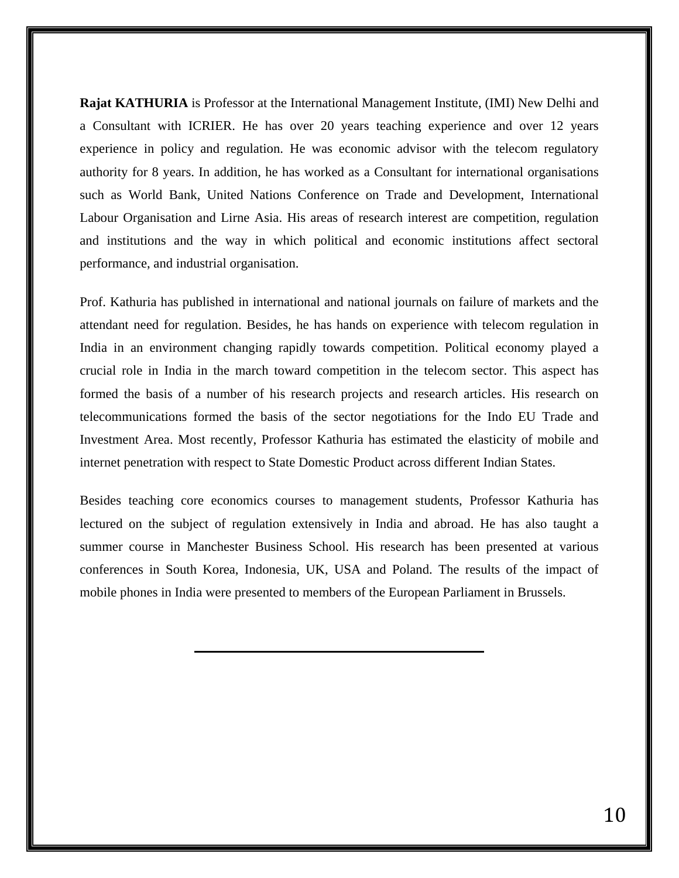**Rajat KATHURIA** is Professor at the International Management Institute, (IMI) New Delhi and a Consultant with ICRIER. He has over 20 years teaching experience and over 12 years experience in policy and regulation. He was economic advisor with the telecom regulatory authority for 8 years. In addition, he has worked as a Consultant for international organisations such as World Bank, United Nations Conference on Trade and Development, International Labour Organisation and Lirne Asia. His areas of research interest are competition, regulation and institutions and the way in which political and economic institutions affect sectoral performance, and industrial organisation.

Prof. Kathuria has published in international and national journals on failure of markets and the attendant need for regulation. Besides, he has hands on experience with telecom regulation in India in an environment changing rapidly towards competition. Political economy played a crucial role in India in the march toward competition in the telecom sector. This aspect has formed the basis of a number of his research projects and research articles. His research on telecommunications formed the basis of the sector negotiations for the Indo EU Trade and Investment Area. Most recently, Professor Kathuria has estimated the elasticity of mobile and internet penetration with respect to State Domestic Product across different Indian States.

Besides teaching core economics courses to management students, Professor Kathuria has lectured on the subject of regulation extensively in India and abroad. He has also taught a summer course in Manchester Business School. His research has been presented at various conferences in South Korea, Indonesia, UK, USA and Poland. The results of the impact of mobile phones in India were presented to members of the European Parliament in Brussels.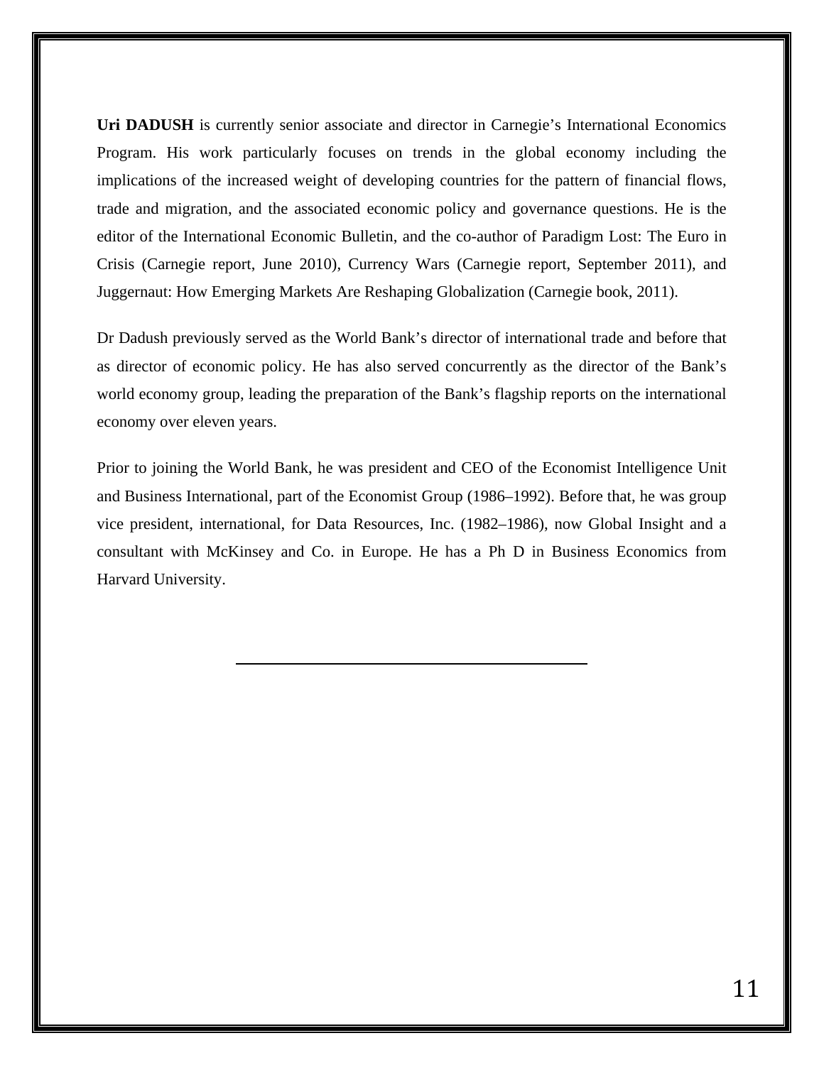**Uri DADUSH** is currently senior associate and director in Carnegie's International Economics Program. His work particularly focuses on trends in the global economy including the implications of the increased weight of developing countries for the pattern of financial flows, trade and migration, and the associated economic policy and governance questions. He is the editor of the International Economic Bulletin, and the co-author of Paradigm Lost: The Euro in Crisis (Carnegie report, June 2010), Currency Wars (Carnegie report, September 2011), and Juggernaut: How Emerging Markets Are Reshaping Globalization (Carnegie book, 2011).

Dr Dadush previously served as the World Bank's director of international trade and before that as director of economic policy. He has also served concurrently as the director of the Bank's world economy group, leading the preparation of the Bank's flagship reports on the international economy over eleven years.

Prior to joining the World Bank, he was president and CEO of the Economist Intelligence Unit and Business International, part of the Economist Group (1986–1992). Before that, he was group vice president, international, for Data Resources, Inc. (1982–1986), now Global Insight and a consultant with McKinsey and Co. in Europe. He has a Ph D in Business Economics from Harvard University.

---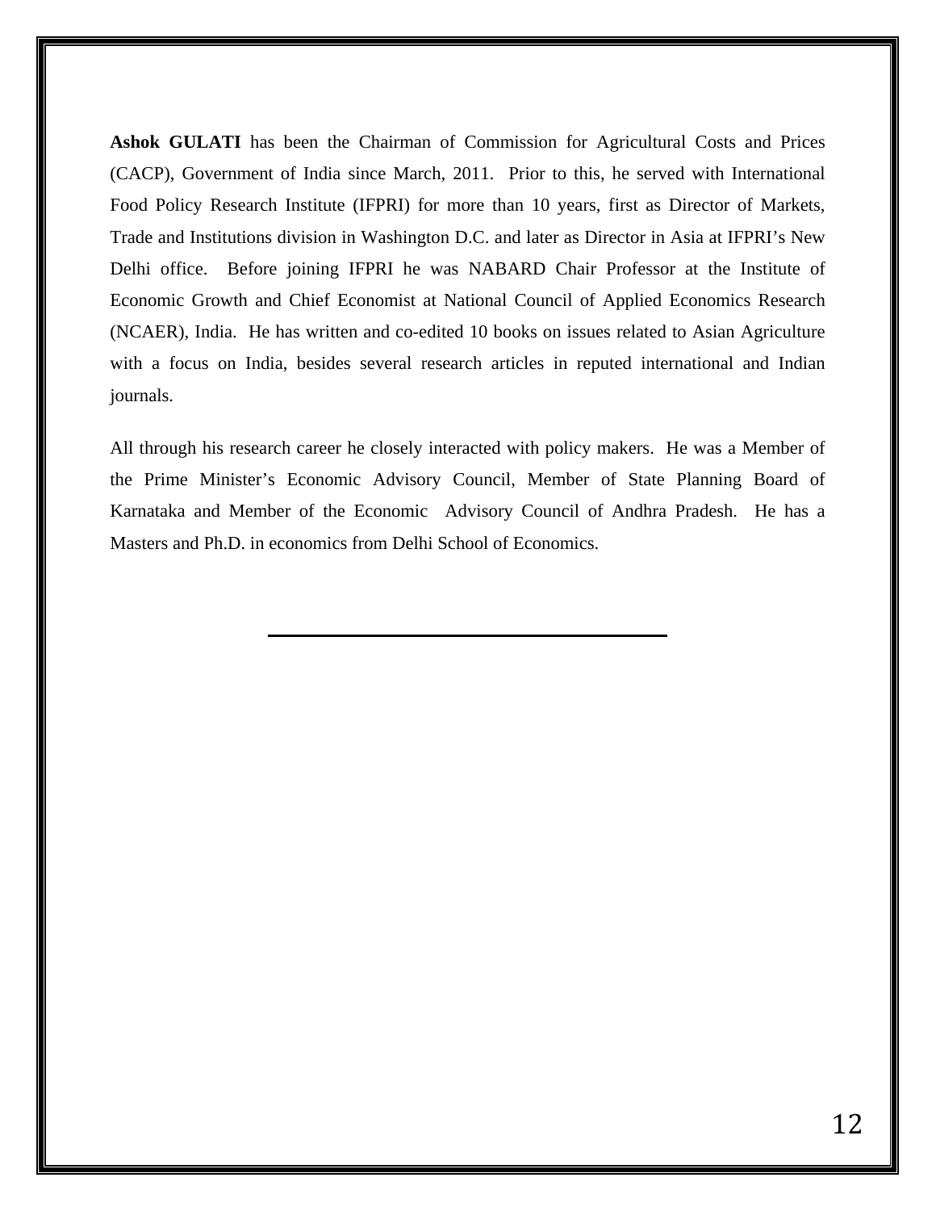**Ashok GULATI** has been the Chairman of Commission for Agricultural Costs and Prices (CACP), Government of India since March, 2011. Prior to this, he served with International Food Policy Research Institute (IFPRI) for more than 10 years, first as Director of Markets, Trade and Institutions division in Washington D.C. and later as Director in Asia at IFPRI's New Delhi office. Before joining IFPRI he was NABARD Chair Professor at the Institute of Economic Growth and Chief Economist at National Council of Applied Economics Research (NCAER), India. He has written and co-edited 10 books on issues related to Asian Agriculture with a focus on India, besides several research articles in reputed international and Indian journals.

All through his research career he closely interacted with policy makers. He was a Member of the Prime Minister's Economic Advisory Council, Member of State Planning Board of Karnataka and Member of the Economic Advisory Council of Andhra Pradesh. He has a Masters and Ph.D. in economics from Delhi School of Economics.

---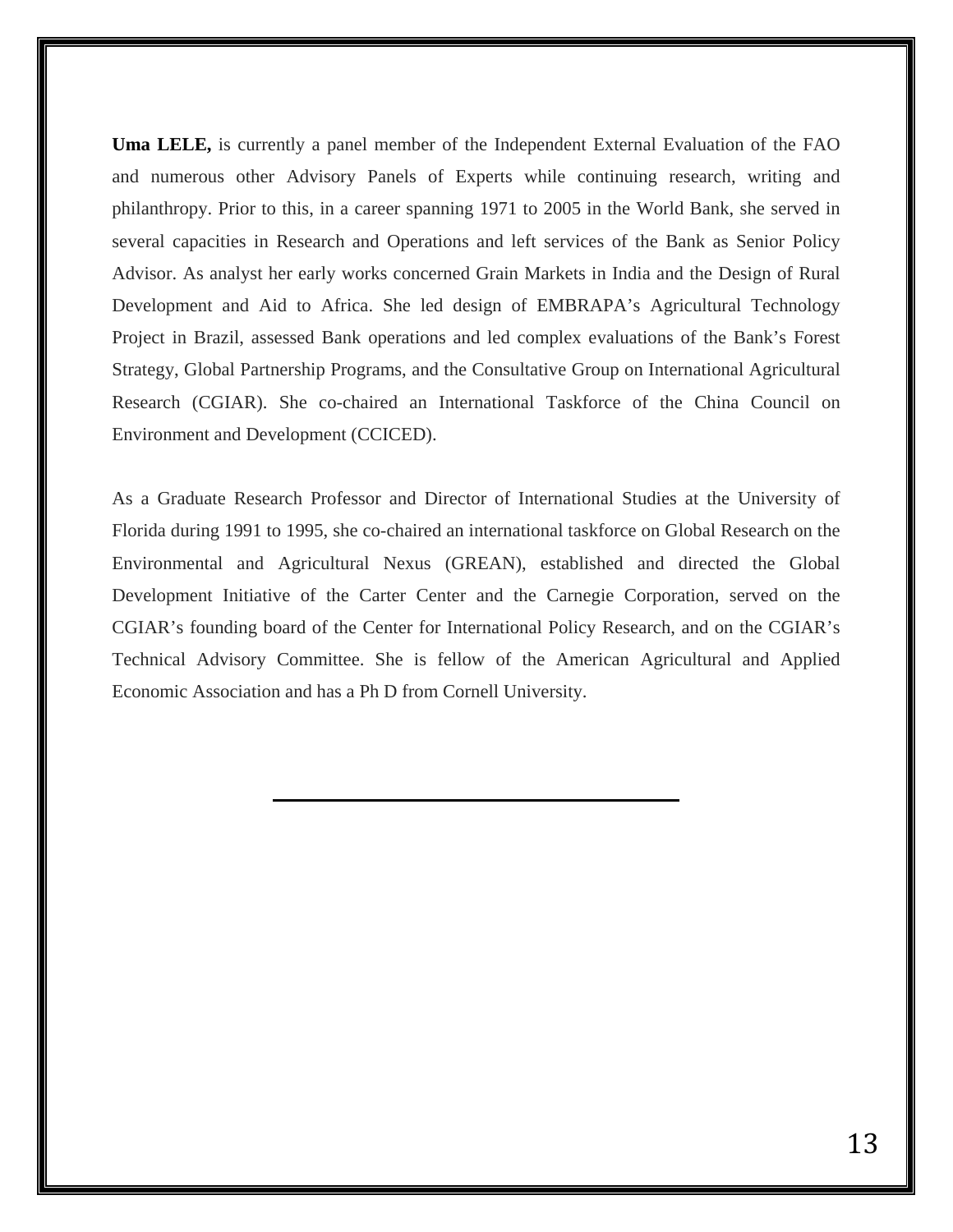**Uma LELE,** is currently a panel member of the Independent External Evaluation of the FAO and numerous other Advisory Panels of Experts while continuing research, writing and philanthropy. Prior to this, in a career spanning 1971 to 2005 in the World Bank, she served in several capacities in Research and Operations and left services of the Bank as Senior Policy Advisor. As analyst her early works concerned Grain Markets in India and the Design of Rural Development and Aid to Africa. She led design of EMBRAPA's Agricultural Technology Project in Brazil, assessed Bank operations and led complex evaluations of the Bank's Forest Strategy, Global Partnership Programs, and the Consultative Group on International Agricultural Research (CGIAR). She co-chaired an International Taskforce of the China Council on Environment and Development (CCICED).

As a Graduate Research Professor and Director of International Studies at the University of Florida during 1991 to 1995, she co-chaired an international taskforce on Global Research on the Environmental and Agricultural Nexus (GREAN), established and directed the Global Development Initiative of the Carter Center and the Carnegie Corporation, served on the CGIAR's founding board of the Center for International Policy Research, and on the CGIAR's Technical Advisory Committee. She is fellow of the American Agricultural and Applied Economic Association and has a Ph D from Cornell University.

---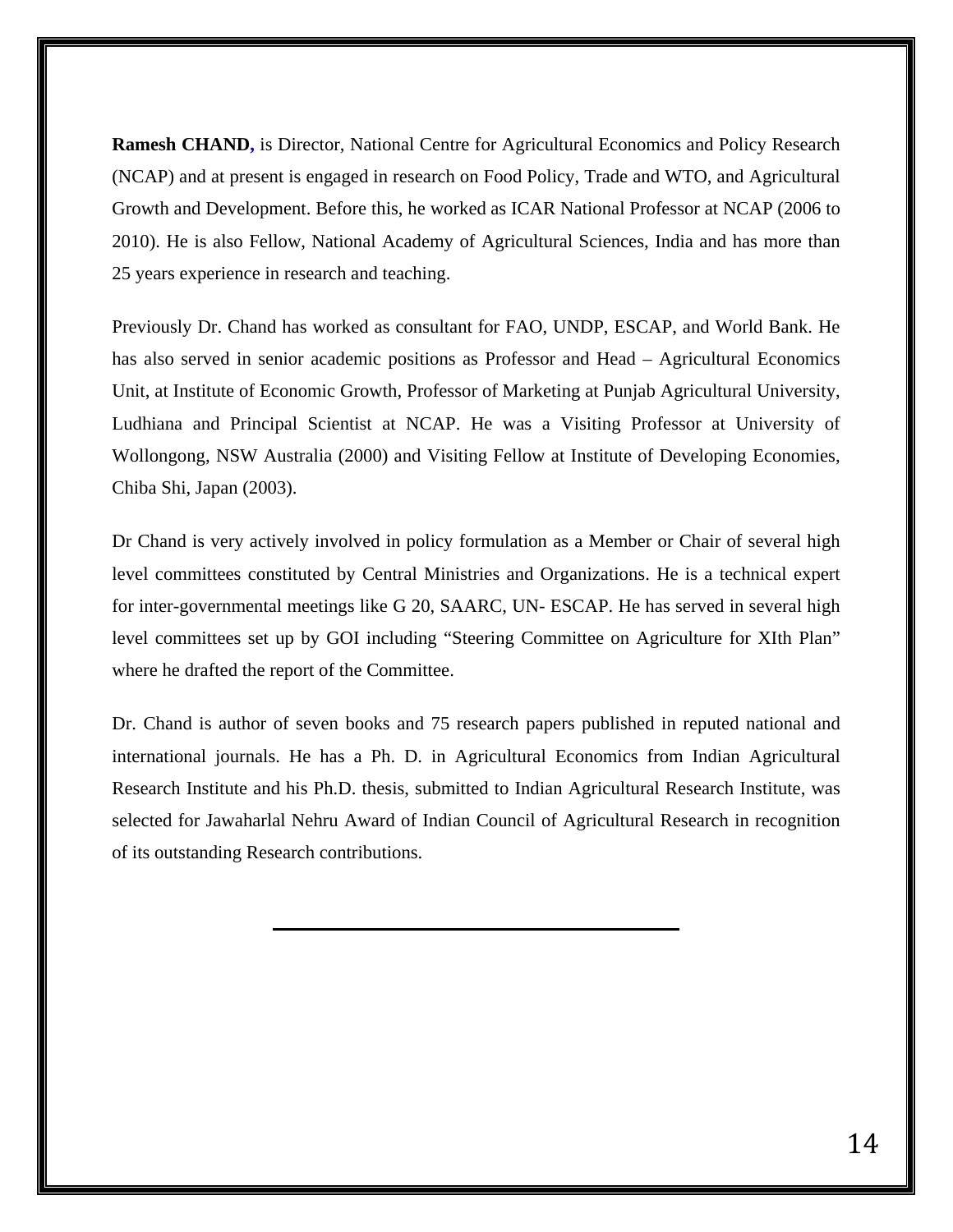**Ramesh CHAND,** is Director, National Centre for Agricultural Economics and Policy Research (NCAP) and at present is engaged in research on Food Policy, Trade and WTO, and Agricultural Growth and Development. Before this, he worked as ICAR National Professor at NCAP (2006 to 2010). He is also Fellow, National Academy of Agricultural Sciences, India and has more than 25 years experience in research and teaching.

Previously Dr. Chand has worked as consultant for FAO, UNDP, ESCAP, and World Bank. He has also served in senior academic positions as Professor and Head – Agricultural Economics Unit, at Institute of Economic Growth, Professor of Marketing at Punjab Agricultural University, Ludhiana and Principal Scientist at NCAP. He was a Visiting Professor at University of Wollongong, NSW Australia (2000) and Visiting Fellow at Institute of Developing Economies, Chiba Shi, Japan (2003).

Dr Chand is very actively involved in policy formulation as a Member or Chair of several high level committees constituted by Central Ministries and Organizations. He is a technical expert for inter-governmental meetings like G 20, SAARC, UN- ESCAP. He has served in several high level committees set up by GOI including "Steering Committee on Agriculture for XIth Plan" where he drafted the report of the Committee.

Dr. Chand is author of seven books and 75 research papers published in reputed national and international journals. He has a Ph. D. in Agricultural Economics from Indian Agricultural Research Institute and his Ph.D. thesis, submitted to Indian Agricultural Research Institute, was selected for Jawaharlal Nehru Award of Indian Council of Agricultural Research in recognition of its outstanding Research contributions.

---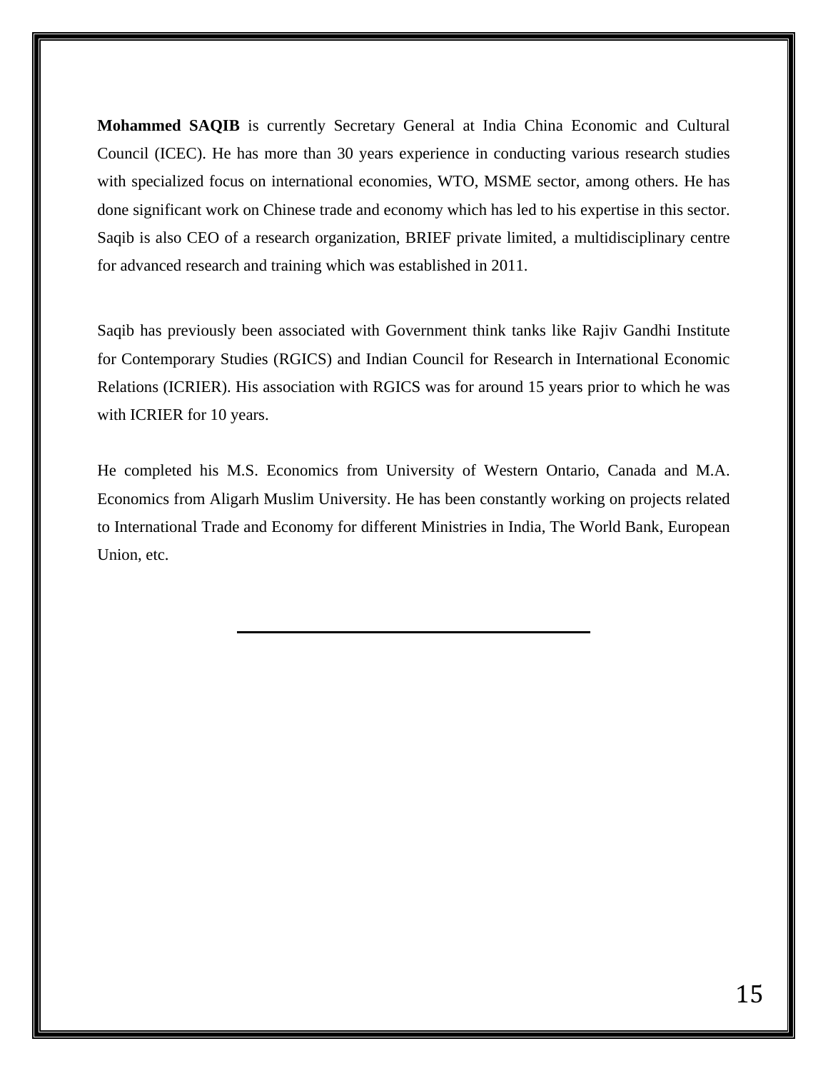**Mohammed SAQIB** is currently Secretary General at India China Economic and Cultural Council (ICEC). He has more than 30 years experience in conducting various research studies with specialized focus on international economies, WTO, MSME sector, among others. He has done significant work on Chinese trade and economy which has led to his expertise in this sector. Saqib is also CEO of a research organization, BRIEF private limited, a multidisciplinary centre for advanced research and training which was established in 2011.

Saqib has previously been associated with Government think tanks like Rajiv Gandhi Institute for Contemporary Studies (RGICS) and Indian Council for Research in International Economic Relations (ICRIER). His association with RGICS was for around 15 years prior to which he was with ICRIER for 10 years.

He completed his M.S. Economics from University of Western Ontario, Canada and M.A. Economics from Aligarh Muslim University. He has been constantly working on projects related to International Trade and Economy for different Ministries in India, The World Bank, European Union, etc.

---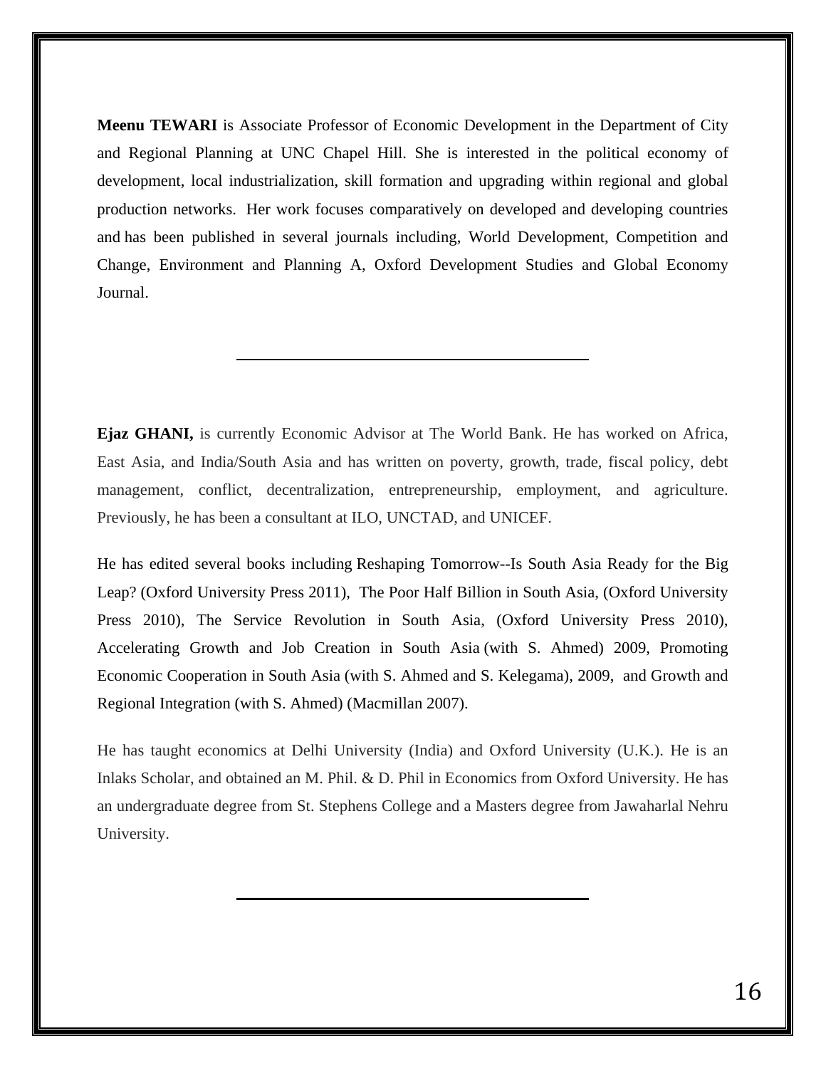**Meenu TEWARI** is Associate Professor of Economic Development in the Department of City and Regional Planning at UNC Chapel Hill. She is interested in the political economy of development, local industrialization, skill formation and upgrading within regional and global production networks. Her work focuses comparatively on developed and developing countries and has been published in several journals including, World Development, Competition and Change, Environment and Planning A, Oxford Development Studies and Global Economy Journal.

---

**Ejaz GHANI,** is currently Economic Advisor at The World Bank. He has worked on Africa, East Asia, and India/South Asia and has written on poverty, growth, trade, fiscal policy, debt management, conflict, decentralization, entrepreneurship, employment, and agriculture. Previously, he has been a consultant at ILO, UNCTAD, and UNICEF.

He has edited several books including Reshaping Tomorrow--Is South Asia Ready for the Big Leap? (Oxford University Press 2011), The Poor Half Billion in South Asia, (Oxford University Press 2010), The Service Revolution in South Asia, (Oxford University Press 2010), Accelerating Growth and Job Creation in South Asia (with S. Ahmed) 2009, Promoting Economic Cooperation in South Asia (with S. Ahmed and S. Kelegama), 2009, and Growth and Regional Integration (with S. Ahmed) (Macmillan 2007).

He has taught economics at Delhi University (India) and Oxford University (U.K.). He is an Inlaks Scholar, and obtained an M. Phil. & D. Phil in Economics from Oxford University. He has an undergraduate degree from St. Stephens College and a Masters degree from Jawaharlal Nehru University.

---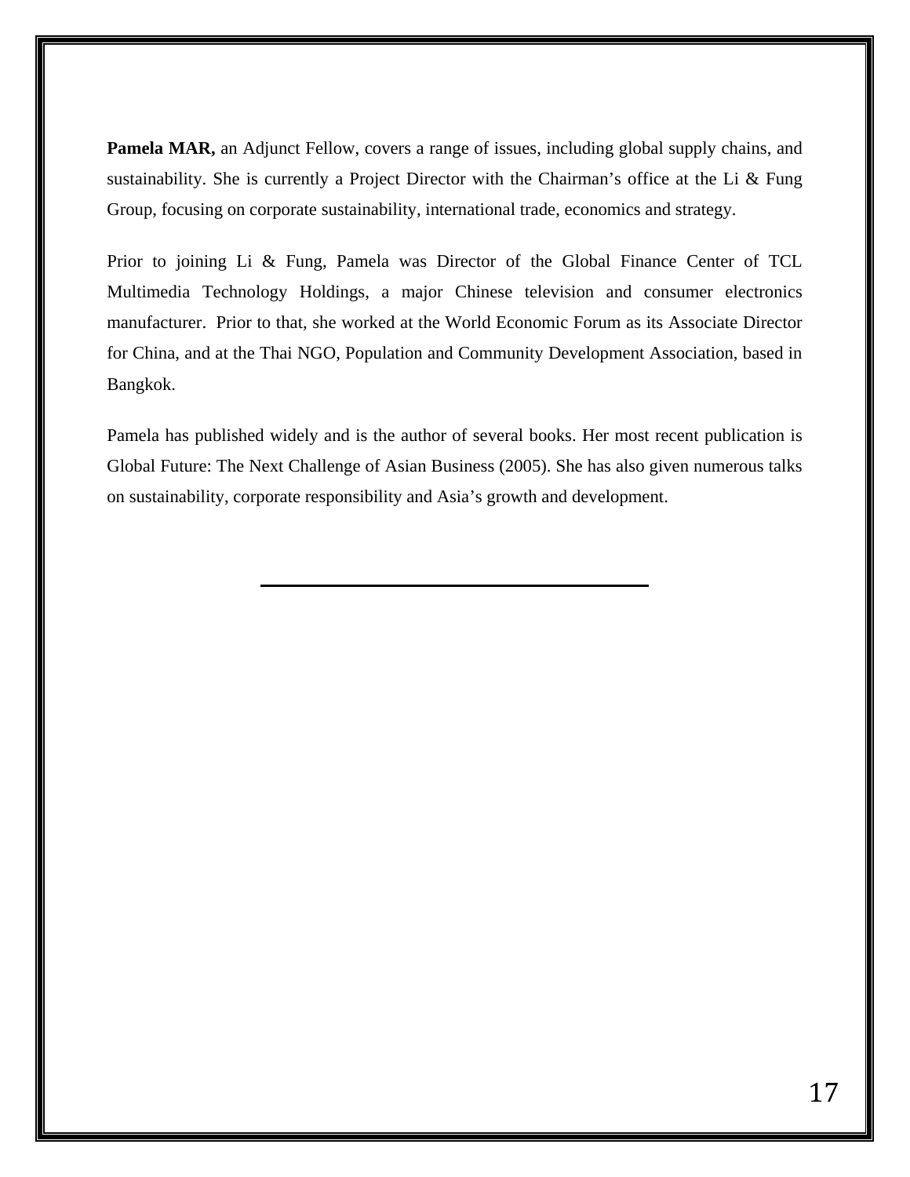**Pamela MAR,** an Adjunct Fellow, covers a range of issues, including global supply chains, and sustainability. She is currently a Project Director with the Chairman's office at the Li & Fung Group, focusing on corporate sustainability, international trade, economics and strategy.

Prior to joining Li & Fung, Pamela was Director of the Global Finance Center of TCL Multimedia Technology Holdings, a major Chinese television and consumer electronics manufacturer. Prior to that, she worked at the World Economic Forum as its Associate Director for China, and at the Thai NGO, Population and Community Development Association, based in Bangkok.

Pamela has published widely and is the author of several books. Her most recent publication is Global Future: The Next Challenge of Asian Business (2005). She has also given numerous talks on sustainability, corporate responsibility and Asia's growth and development.

---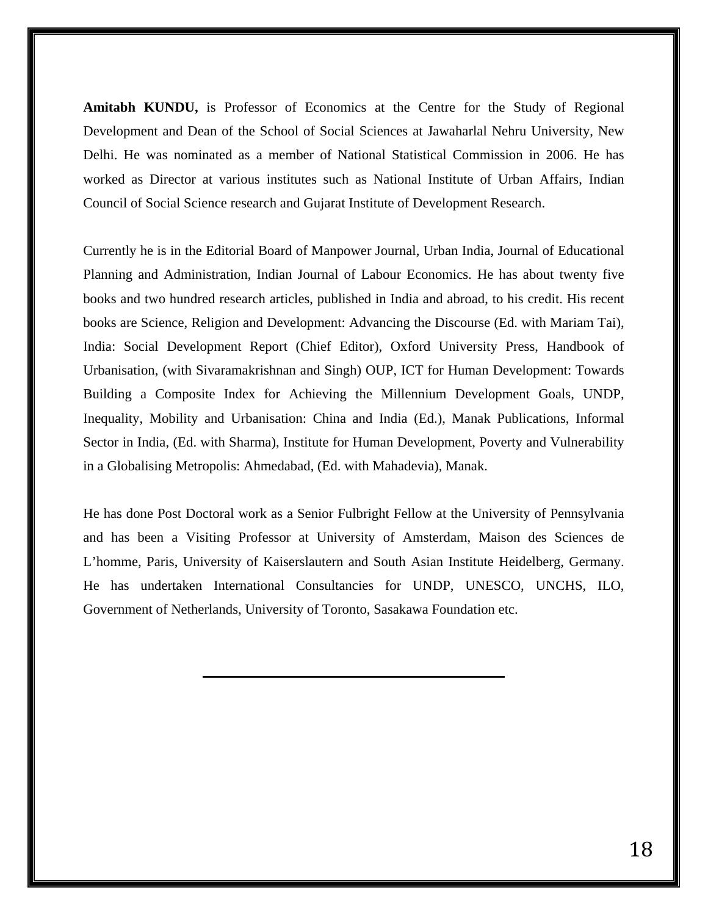**Amitabh KUNDU,** is Professor of Economics at the Centre for the Study of Regional Development and Dean of the School of Social Sciences at Jawaharlal Nehru University, New Delhi. He was nominated as a member of National Statistical Commission in 2006. He has worked as Director at various institutes such as National Institute of Urban Affairs, Indian Council of Social Science research and Gujarat Institute of Development Research.

Currently he is in the Editorial Board of Manpower Journal, Urban India, Journal of Educational Planning and Administration, Indian Journal of Labour Economics. He has about twenty five books and two hundred research articles, published in India and abroad, to his credit. His recent books are Science, Religion and Development: Advancing the Discourse (Ed. with Mariam Tai), India: Social Development Report (Chief Editor), Oxford University Press, Handbook of Urbanisation, (with Sivaramakrishnan and Singh) OUP, ICT for Human Development: Towards Building a Composite Index for Achieving the Millennium Development Goals, UNDP, Inequality, Mobility and Urbanisation: China and India (Ed.), Manak Publications, Informal Sector in India, (Ed. with Sharma), Institute for Human Development, Poverty and Vulnerability in a Globalising Metropolis: Ahmedabad, (Ed. with Mahadevia), Manak.

He has done Post Doctoral work as a Senior Fulbright Fellow at the University of Pennsylvania and has been a Visiting Professor at University of Amsterdam, Maison des Sciences de L'homme, Paris, University of Kaiserslautern and South Asian Institute Heidelberg, Germany. He has undertaken International Consultancies for UNDP, UNESCO, UNCHS, ILO, Government of Netherlands, University of Toronto, Sasakawa Foundation etc.

---